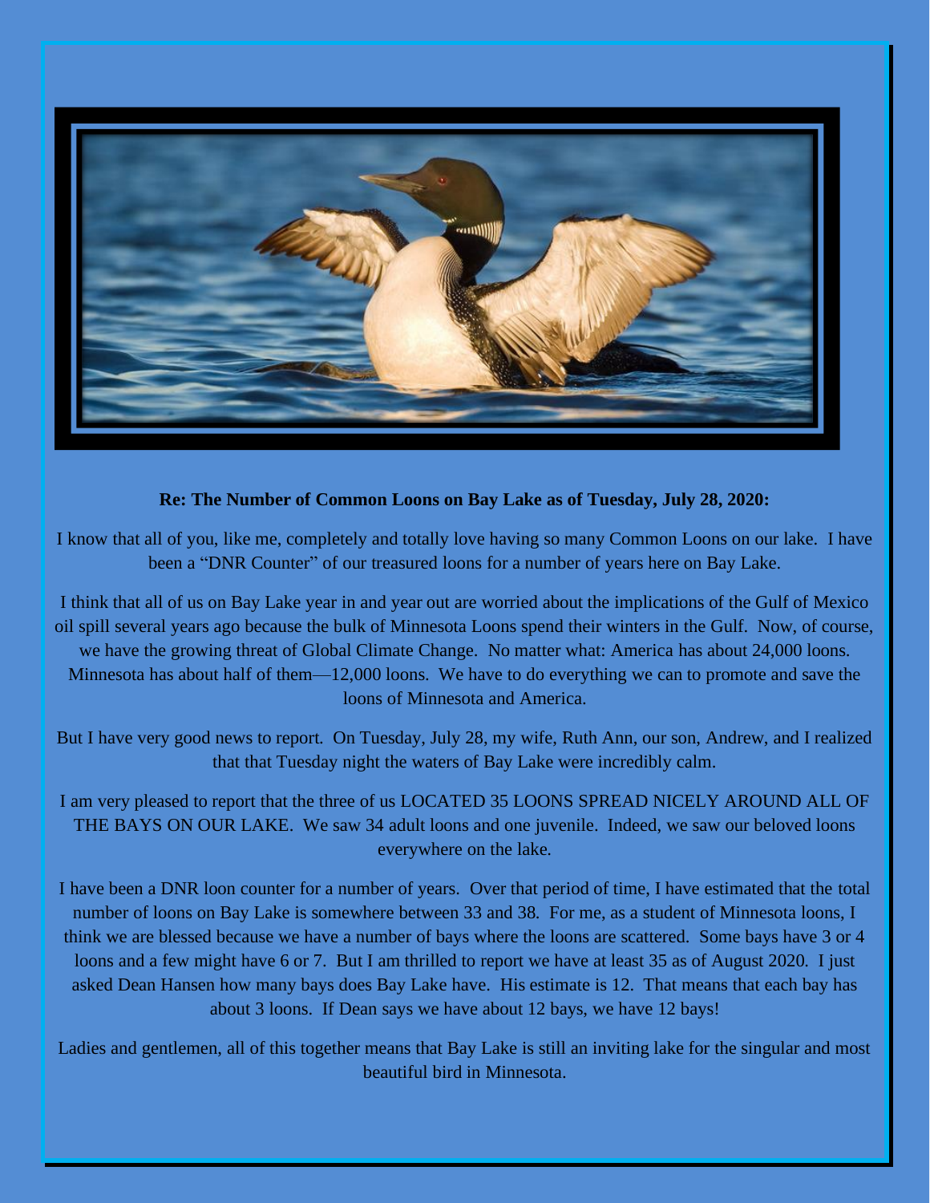**Re: The Number of Common Loons on Bay Lake as of Tuesday, July 28, 2020:**

I know that all of you, like me, completely and totally love having so many Common Loons on our lake. I have been a "DNR Counter" of our treasured loons for a number of years here on Bay Lake.

I think that all of us on Bay Lake year in and year out are worried about the implications of the Gulf of Mexico oil spill several years ago because the bulk of Minnesota Loons spend their winters in the Gulf. Now, of course, we have the growing threat of Global Climate Change. No matter what: America has about 24,000 loons. Minnesota has about half of them—12,000 loons. We have to do everything we can to promote and save the loons of Minnesota and America.

But I have very good news to report. On Tuesday, July 28, my wife, Ruth Ann, our son, Andrew, and I realized that that Tuesday night the waters of Bay Lake were incredibly calm.

I am very pleased to report that the three of us LOCATED 35 LOONS SPREAD NICELY AROUND ALL OF THE BAYS ON OUR LAKE. We saw 34 adult loons and one juvenile. Indeed, we saw our beloved loons everywhere on the lake.

I have been a DNR loon counter for a number of years. Over that period of time, I have estimated that the total number of loons on Bay Lake is somewhere between 33 and 38. For me, as a student of Minnesota loons, I think we are blessed because we have a number of bays where the loons are scattered. Some bays have 3 or 4 loons and a few might have 6 or 7. But I am thrilled to report we have at least 35 as of August 2020. I just asked Dean Hansen how many bays does Bay Lake have. His estimate is 12. That means that each bay has about 3 loons. If Dean says we have about 12 bays, we have 12 bays!

Ladies and gentlemen, all of this together means that Bay Lake is still an inviting lake for the singular and most beautiful bird in Minnesota.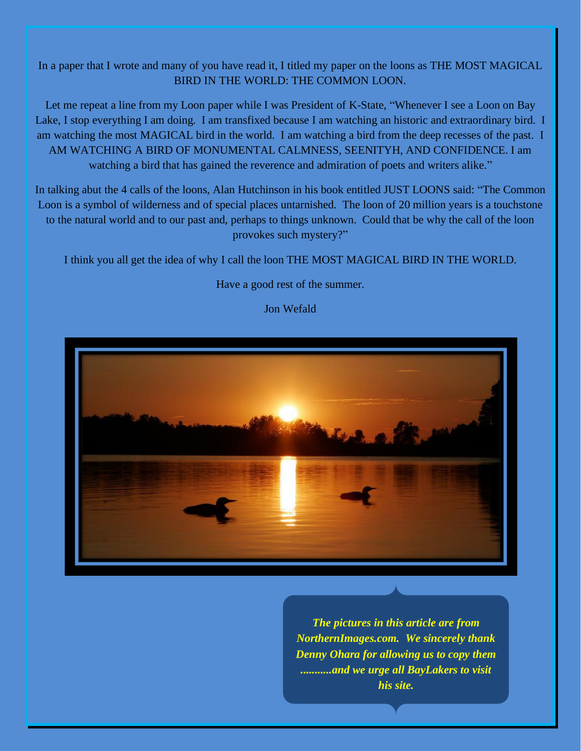In a paper that I wrote and many of you have read it, I titled my paper on the loons as THE MOST MAGICAL BIRD IN THE WORLD: THE COMMON LOON.

Let me repeat a line from my Loon paper while I was President of K-State, "Whenever I see a Loon on Bay Lake, I stop everything I am doing. I am transfixed because I am watching an historic and extraordinary bird. I am watching the most MAGICAL bird in the world. I am watching a bird from the deep recesses of the past. I AM WATCHING A BIRD OF MONUMENTAL CALMNESS, SEENITYH, AND CONFIDENCE. I am watching a bird that has gained the reverence and admiration of poets and writers alike."

In talking abut the 4 calls of the loons, Alan Hutchinson in his book entitled JUST LOONS said: "The Common Loon is a symbol of wilderness and of special places untarnished. The loon of 20 million years is a touchstone to the natural world and to our past and, perhaps to things unknown. Could that be why the call of the loon provokes such mystery?"

I think you all get the idea of why I call the loon THE MOST MAGICAL BIRD IN THE WORLD.

Have a good rest of the summer.

Jon Wefald

***The pictures in this article are from NorthernImages.com. We sincerely thank Denny Ohara for allowing us to copy them ...........and we urge all BayLakers to visit his site.***